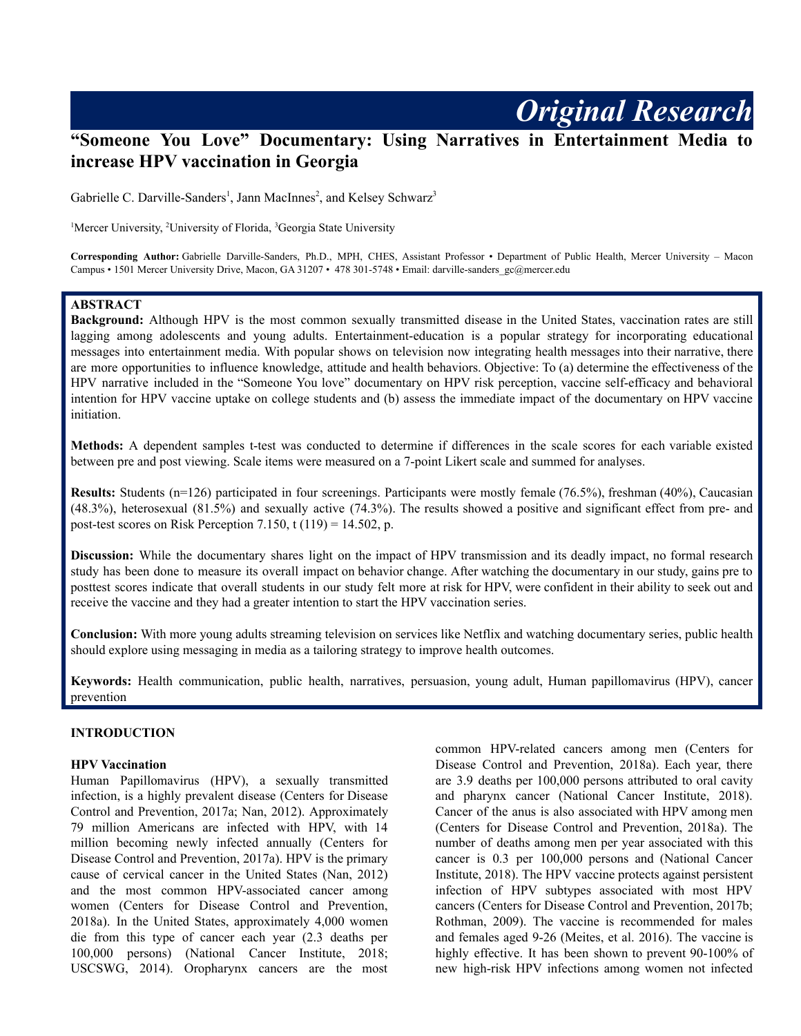*Original Research*

# "Someone You Love" Documentary: Using Narratives in Entertainment Media to increase HPV vaccination in Georgia

Gabrielle C. Darville-Sanders[1], Jann MacInnes[2], and Kelsey Schwarz[3]

[1]Mercer University, [2]University of Florida, [3]Georgia State University

**Corresponding Author:** Gabrielle Darville-Sanders, Ph.D., MPH, CHES, Assistant Professor • Department of Public Health, Mercer University – Macon Campus • 1501 Mercer University Drive, Macon, GA 31207 • 478 301-5748 • Email: darville-sanders_gc@mercer.edu

## ABSTRACT

**Background:** Although HPV is the most common sexually transmitted disease in the United States, vaccination rates are still lagging among adolescents and young adults. Entertainment-education is a popular strategy for incorporating educational messages into entertainment media. With popular shows on television now integrating health messages into their narrative, there are more opportunities to influence knowledge, attitude and health behaviors. Objective: To (a) determine the effectiveness of the HPV narrative included in the "Someone You love" documentary on HPV risk perception, vaccine self-efficacy and behavioral intention for HPV vaccine uptake on college students and (b) assess the immediate impact of the documentary on HPV vaccine initiation.

**Methods:** A dependent samples t-test was conducted to determine if differences in the scale scores for each variable existed between pre and post viewing. Scale items were measured on a 7-point Likert scale and summed for analyses.

**Results:** Students (n=126) participated in four screenings. Participants were mostly female (76.5%), freshman (40%), Caucasian (48.3%), heterosexual (81.5%) and sexually active (74.3%). The results showed a positive and significant effect from pre- and post-test scores on Risk Perception 7.150, $t(119) = 14.502$, p.

**Discussion:** While the documentary shares light on the impact of HPV transmission and its deadly impact, no formal research study has been done to measure its overall impact on behavior change. After watching the documentary in our study, gains pre to posttest scores indicate that overall students in our study felt more at risk for HPV, were confident in their ability to seek out and receive the vaccine and they had a greater intention to start the HPV vaccination series.

**Conclusion:** With more young adults streaming television on services like Netflix and watching documentary series, public health should explore using messaging in media as a tailoring strategy to improve health outcomes.

**Keywords:** Health communication, public health, narratives, persuasion, young adult, Human papillomavirus (HPV), cancer prevention

## INTRODUCTION

### HPV Vaccination

Human Papillomavirus (HPV), a sexually transmitted infection, is a highly prevalent disease (Centers for Disease Control and Prevention, 2017a; Nan, 2012). Approximately 79 million Americans are infected with HPV, with 14 million becoming newly infected annually (Centers for Disease Control and Prevention, 2017a). HPV is the primary cause of cervical cancer in the United States (Nan, 2012) and the most common HPV-associated cancer among women (Centers for Disease Control and Prevention, 2018a). In the United States, approximately 4,000 women die from this type of cancer each year (2.3 deaths per 100,000 persons) (National Cancer Institute, 2018; USCSWG, 2014). Oropharynx cancers are the most common HPV-related cancers among men (Centers for Disease Control and Prevention, 2018a). Each year, there are 3.9 deaths per 100,000 persons attributed to oral cavity and pharynx cancer (National Cancer Institute, 2018). Cancer of the anus is also associated with HPV among men (Centers for Disease Control and Prevention, 2018a). The number of deaths among men per year associated with this cancer is 0.3 per 100,000 persons and (National Cancer Institute, 2018). The HPV vaccine protects against persistent infection of HPV subtypes associated with most HPV cancers (Centers for Disease Control and Prevention, 2017b; Rothman, 2009). The vaccine is recommended for males and females aged 9-26 (Meites, et al. 2016). The vaccine is highly effective. It has been shown to prevent 90-100% of new high-risk HPV infections among women not infected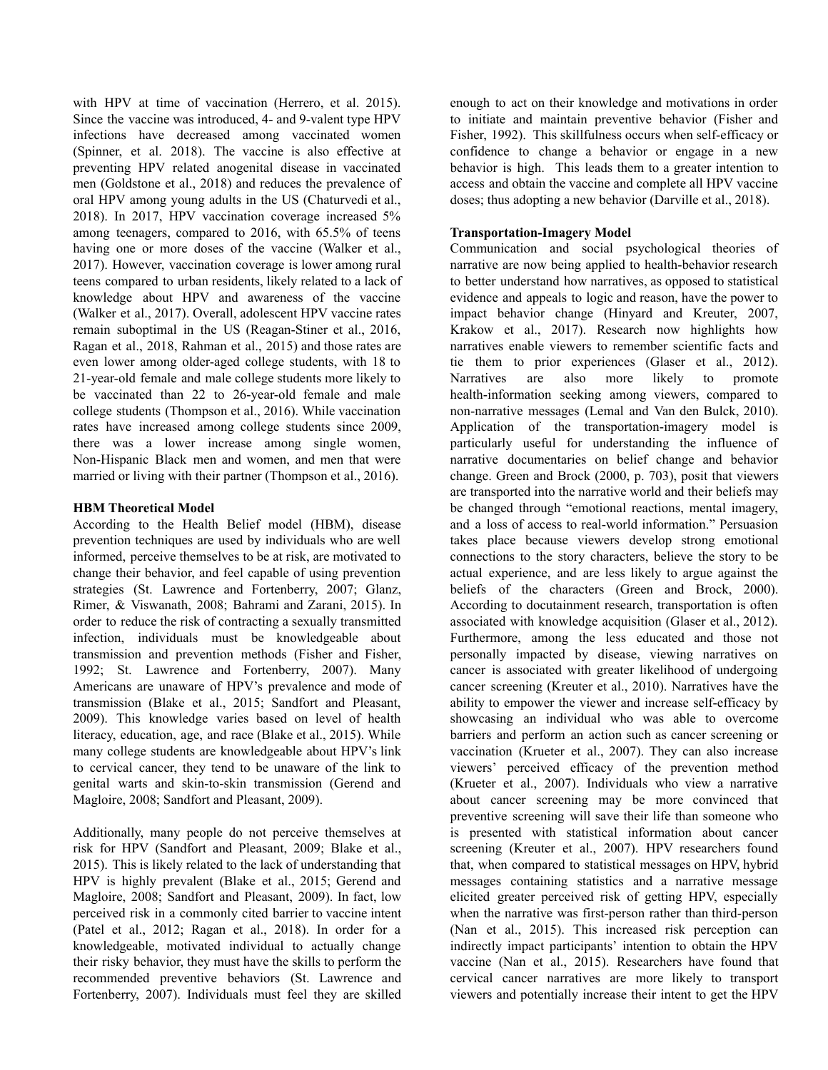with HPV at time of vaccination (Herrero, et al. 2015). Since the vaccine was introduced, 4- and 9-valent type HPV infections have decreased among vaccinated women (Spinner, et al. 2018). The vaccine is also effective at preventing HPV related anogenital disease in vaccinated men (Goldstone et al., 2018) and reduces the prevalence of oral HPV among young adults in the US (Chaturvedi et al., 2018). In 2017, HPV vaccination coverage increased 5% among teenagers, compared to 2016, with 65.5% of teens having one or more doses of the vaccine (Walker et al., 2017). However, vaccination coverage is lower among rural teens compared to urban residents, likely related to a lack of knowledge about HPV and awareness of the vaccine (Walker et al., 2017). Overall, adolescent HPV vaccine rates remain suboptimal in the US (Reagan-Stiner et al., 2016, Ragan et al., 2018, Rahman et al., 2015) and those rates are even lower among older-aged college students, with 18 to 21-year-old female and male college students more likely to be vaccinated than 22 to 26-year-old female and male college students (Thompson et al., 2016). While vaccination rates have increased among college students since 2009, there was a lower increase among single women, Non-Hispanic Black men and women, and men that were married or living with their partner (Thompson et al., 2016).

**HBM Theoretical Model**

According to the Health Belief model (HBM), disease prevention techniques are used by individuals who are well informed, perceive themselves to be at risk, are motivated to change their behavior, and feel capable of using prevention strategies (St. Lawrence and Fortenberry, 2007; Glanz, Rimer, & Viswanath, 2008; Bahrami and Zarani, 2015). In order to reduce the risk of contracting a sexually transmitted infection, individuals must be knowledgeable about transmission and prevention methods (Fisher and Fisher, 1992; St. Lawrence and Fortenberry, 2007). Many Americans are unaware of HPV's prevalence and mode of transmission (Blake et al., 2015; Sandfort and Pleasant, 2009). This knowledge varies based on level of health literacy, education, age, and race (Blake et al., 2015). While many college students are knowledgeable about HPV's link to cervical cancer, they tend to be unaware of the link to genital warts and skin-to-skin transmission (Gerend and Magloire, 2008; Sandfort and Pleasant, 2009).

Additionally, many people do not perceive themselves at risk for HPV (Sandfort and Pleasant, 2009; Blake et al., 2015). This is likely related to the lack of understanding that HPV is highly prevalent (Blake et al., 2015; Gerend and Magloire, 2008; Sandfort and Pleasant, 2009). In fact, low perceived risk in a commonly cited barrier to vaccine intent (Patel et al., 2012; Ragan et al., 2018). In order for a knowledgeable, motivated individual to actually change their risky behavior, they must have the skills to perform the recommended preventive behaviors (St. Lawrence and Fortenberry, 2007). Individuals must feel they are skilled enough to act on their knowledge and motivations in order to initiate and maintain preventive behavior (Fisher and Fisher, 1992). This skillfulness occurs when self-efficacy or confidence to change a behavior or engage in a new behavior is high. This leads them to a greater intention to access and obtain the vaccine and complete all HPV vaccine doses; thus adopting a new behavior (Darville et al., 2018).

**Transportation-Imagery Model**

Communication and social psychological theories of narrative are now being applied to health-behavior research to better understand how narratives, as opposed to statistical evidence and appeals to logic and reason, have the power to impact behavior change (Hinyard and Kreuter, 2007, Krakow et al., 2017). Research now highlights how narratives enable viewers to remember scientific facts and tie them to prior experiences (Glaser et al., 2012). Narratives are also more likely to promote health-information seeking among viewers, compared to non-narrative messages (Lemal and Van den Bulck, 2010). Application of the transportation-imagery model is particularly useful for understanding the influence of narrative documentaries on belief change and behavior change. Green and Brock (2000, p. 703), posit that viewers are transported into the narrative world and their beliefs may be changed through "emotional reactions, mental imagery, and a loss of access to real-world information." Persuasion takes place because viewers develop strong emotional connections to the story characters, believe the story to be actual experience, and are less likely to argue against the beliefs of the characters (Green and Brock, 2000). According to docutainment research, transportation is often associated with knowledge acquisition (Glaser et al., 2012). Furthermore, among the less educated and those not personally impacted by disease, viewing narratives on cancer is associated with greater likelihood of undergoing cancer screening (Kreuter et al., 2010). Narratives have the ability to empower the viewer and increase self-efficacy by showcasing an individual who was able to overcome barriers and perform an action such as cancer screening or vaccination (Krueter et al., 2007). They can also increase viewers' perceived efficacy of the prevention method (Krueter et al., 2007). Individuals who view a narrative about cancer screening may be more convinced that preventive screening will save their life than someone who is presented with statistical information about cancer screening (Kreuter et al., 2007). HPV researchers found that, when compared to statistical messages on HPV, hybrid messages containing statistics and a narrative message elicited greater perceived risk of getting HPV, especially when the narrative was first-person rather than third-person (Nan et al., 2015). This increased risk perception can indirectly impact participants' intention to obtain the HPV vaccine (Nan et al., 2015). Researchers have found that cervical cancer narratives are more likely to transport viewers and potentially increase their intent to get the HPV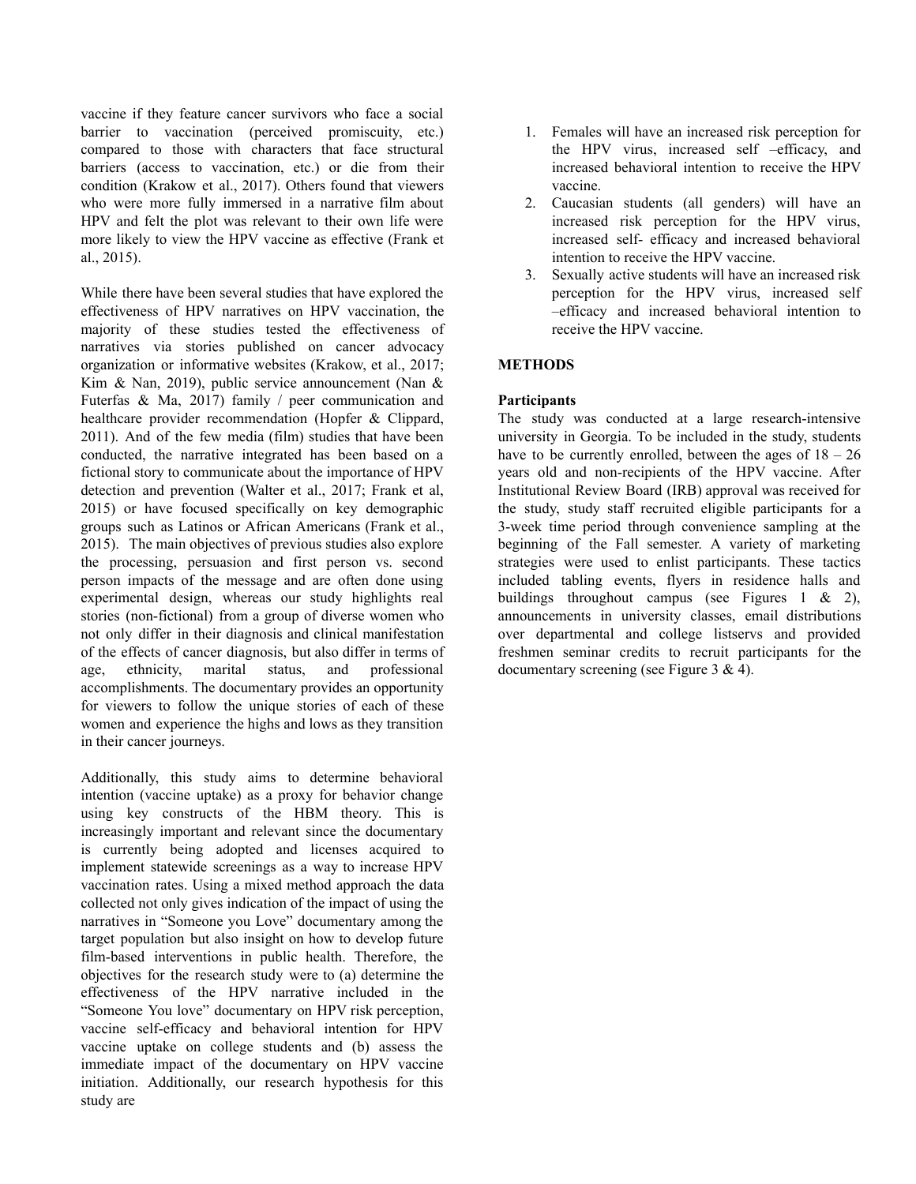vaccine if they feature cancer survivors who face a social barrier to vaccination (perceived promiscuity, etc.) compared to those with characters that face structural barriers (access to vaccination, etc.) or die from their condition (Krakow et al., 2017). Others found that viewers who were more fully immersed in a narrative film about HPV and felt the plot was relevant to their own life were more likely to view the HPV vaccine as effective (Frank et al., 2015).

While there have been several studies that have explored the effectiveness of HPV narratives on HPV vaccination, the majority of these studies tested the effectiveness of narratives via stories published on cancer advocacy organization or informative websites (Krakow, et al., 2017; Kim & Nan, 2019), public service announcement (Nan & Futerfas & Ma, 2017) family / peer communication and healthcare provider recommendation (Hopfer & Clippard, 2011). And of the few media (film) studies that have been conducted, the narrative integrated has been based on a fictional story to communicate about the importance of HPV detection and prevention (Walter et al., 2017; Frank et al, 2015) or have focused specifically on key demographic groups such as Latinos or African Americans (Frank et al., 2015). The main objectives of previous studies also explore the processing, persuasion and first person vs. second person impacts of the message and are often done using experimental design, whereas our study highlights real stories (non-fictional) from a group of diverse women who not only differ in their diagnosis and clinical manifestation of the effects of cancer diagnosis, but also differ in terms of age, ethnicity, marital status, and professional accomplishments. The documentary provides an opportunity for viewers to follow the unique stories of each of these women and experience the highs and lows as they transition in their cancer journeys.

Additionally, this study aims to determine behavioral intention (vaccine uptake) as a proxy for behavior change using key constructs of the HBM theory. This is increasingly important and relevant since the documentary is currently being adopted and licenses acquired to implement statewide screenings as a way to increase HPV vaccination rates. Using a mixed method approach the data collected not only gives indication of the impact of using the narratives in "Someone you Love" documentary among the target population but also insight on how to develop future film-based interventions in public health. Therefore, the objectives for the research study were to (a) determine the effectiveness of the HPV narrative included in the "Someone You love" documentary on HPV risk perception, vaccine self-efficacy and behavioral intention for HPV vaccine uptake on college students and (b) assess the immediate impact of the documentary on HPV vaccine initiation. Additionally, our research hypothesis for this study are

1. Females will have an increased risk perception for the HPV virus, increased self –efficacy, and increased behavioral intention to receive the HPV vaccine.
2. Caucasian students (all genders) will have an increased risk perception for the HPV virus, increased self- efficacy and increased behavioral intention to receive the HPV vaccine.
3. Sexually active students will have an increased risk perception for the HPV virus, increased self –efficacy and increased behavioral intention to receive the HPV vaccine.

## METHODS

### Participants

The study was conducted at a large research-intensive university in Georgia. To be included in the study, students have to be currently enrolled, between the ages of 18 – 26 years old and non-recipients of the HPV vaccine. After Institutional Review Board (IRB) approval was received for the study, study staff recruited eligible participants for a 3-week time period through convenience sampling at the beginning of the Fall semester. A variety of marketing strategies were used to enlist participants. These tactics included tabling events, flyers in residence halls and buildings throughout campus (see Figures 1 & 2), announcements in university classes, email distributions over departmental and college listservs and provided freshmen seminar credits to recruit participants for the documentary screening (see Figure 3 & 4).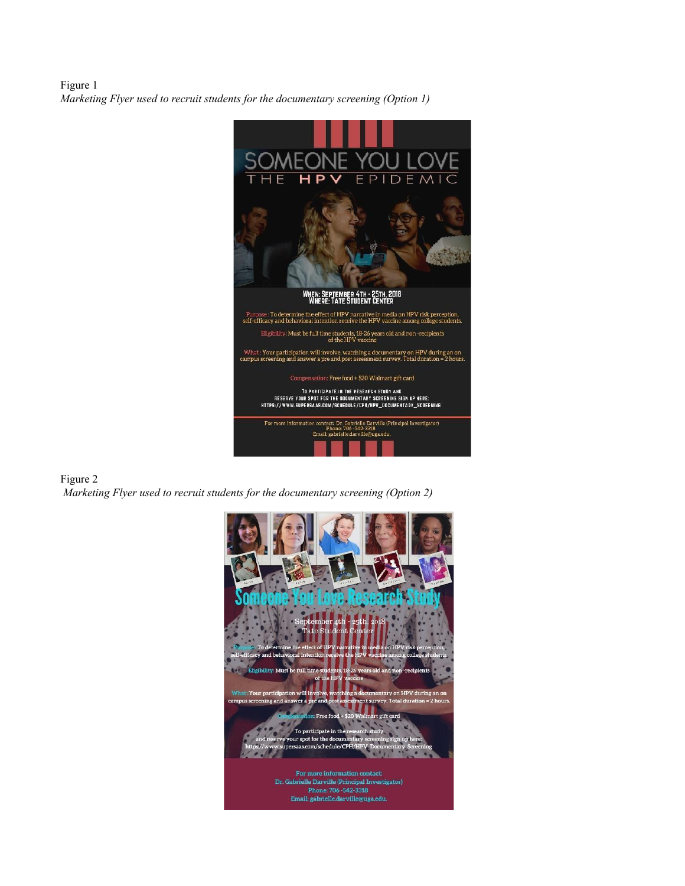Figure 1

*Marketing Flyer used to recruit students for the documentary screening (Option 1)*

SOMEONE YOU LOVE
THE HPV EPIDEMIC

WHEN: SEPTEMBER 4TH - 25TH, 2018
WHERE: TATE STUDENT CENTER

Purpose : To determine the effect of HPV narrative in media on HPV risk perception, self-efficacy and behavioral intention receive the HPV vaccine among college students.

Eligibility: Must be full time students, 18-26 years old and non -recipients of the HPV vaccine

What : Your participation will involve, watching a documentary on HPV during an on campus screening and answer a pre and post assessment survey. Total duration = 2 hours.

Compensation: Free food + $20 Walmart gift card

TO PARTICIPATE IN THE RESEARCH STUDY AND RESERVE YOUR SPOT FOR THE DOCUMENTARY SCREENING SIGN UP HERE: HTTPS://WWW.SUPERSAAS.COM/SCHEDULE/CPH/HPV_DOCUMENTARY_SCREENING

For more information contact: Dr. Gabrielle Darville (Principal Investigator)
Phone: 706 -542-3318
Email: gabrielle.darville@uga.edu.

Figure 2

*Marketing Flyer used to recruit students for the documentary screening (Option 2)*

Someone You Love Research Study

September 4th - 25th, 2018
Tate Student Center

Purpose: To determine the effect of HPV narrative in media on HPV risk perception, self-efficacy and behavioral intention receive the HPV vaccine among college students.

Eligibility: Must be full time students, 18-26 years old and non -recipients of the HPV vaccine

What :Your participation will involve, watching a documentary on HPV during an on campus screening and answer a pre and post assessment survey. Total duration = 2 hours.

Compensation: Free food + $20 Walmart gift card

To participate in the research study and reserve your spot for the documentary screening sign up here: https://www.supersaas.com/schedule/CPH/HPV_Documentary_Screening

For more information contact:
Dr. Gabrielle Darville (Principal Investigator)
Phone: 706 -542-3318
Email: gabrielle.darville@uga.edu.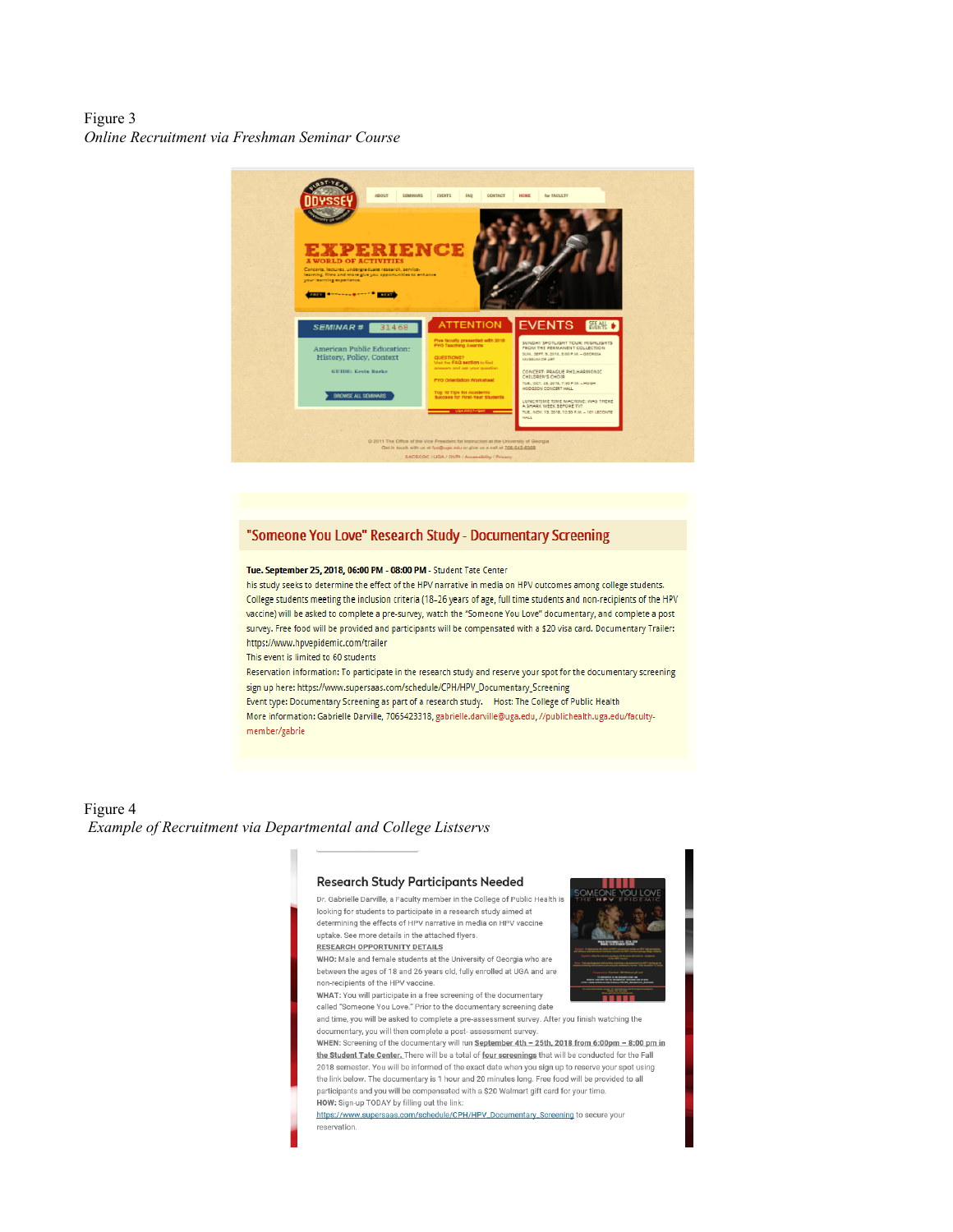Figure 3
*Online Recruitment via Freshman Seminar Course*

## "Someone You Love" Research Study - Documentary Screening

**Tue. September 25, 2018, 06:00 PM - 08:00 PM** - Student Tate Center

his study seeks to determine the effect of the HPV narrative in media on HPV outcomes among college students. College students meeting the inclusion criteria (18-26 years of age, full time students and non-recipients of the HPV vaccine) will be asked to complete a pre-survey, watch the "Someone You Love" documentary, and complete a post survey. Free food will be provided and participants will be compensated with a $20 visa card. Documentary Trailer: https://www.hpvepidemic.com/trailer

This event is limited to 60 students

Reservation information: To participate in the research study and reserve your spot for the documentary screening sign up here: https://www.supersaas.com/schedule/CPH/HPV_Documentary_Screening

Event type: Documentary Screening as part of a research study. Host: The College of Public Health

More information: Gabrielle Darville, 7065423318, gabrielle.darville@uga.edu, //publichealth.uga.edu/faculty-member/gabrie

Figure 4
*Example of Recruitment via Departmental and College Listservs*

### Research Study Participants Needed

Dr. Gabrielle Darville, a Faculty member in the College of Public Health is looking for students to participate in a research study aimed at determining the effects of HPV narrative in media on HPV vaccine uptake. See more details in the attached flyers.

**RESEARCH OPPORTUNITY DETAILS**

**WHO:** Male and female students at the University of Georgia who are between the ages of 18 and 26 years old, fully enrolled at UGA and are non-recipients of the HPV vaccine.

**WHAT:** You will participate in a free screening of the documentary called "Someone You Love." Prior to the documentary screening date and time, you will be asked to complete a pre-assessment survey. After you finish watching the documentary, you will then complete a post- assessment survey.

**WHEN:** Screening of the documentary will run **September 4th – 25th, 2018 from 6:00pm – 8:00 pm in the Student Tate Center.** There will be a total of **four screenings** that will be conducted for the Fall 2018 semester. You will be informed of the exact date when you sign up to reserve your spot using the link below. The documentary is 1 hour and 20 minutes long. Free food will be provided to all participants and you will be compensated with a $20 Walmart gift card for your time.

**HOW:** Sign-up TODAY by filling out the link: https://www.supersaas.com/schedule/CPH/HPV_Documentary_Screening to secure your reservation.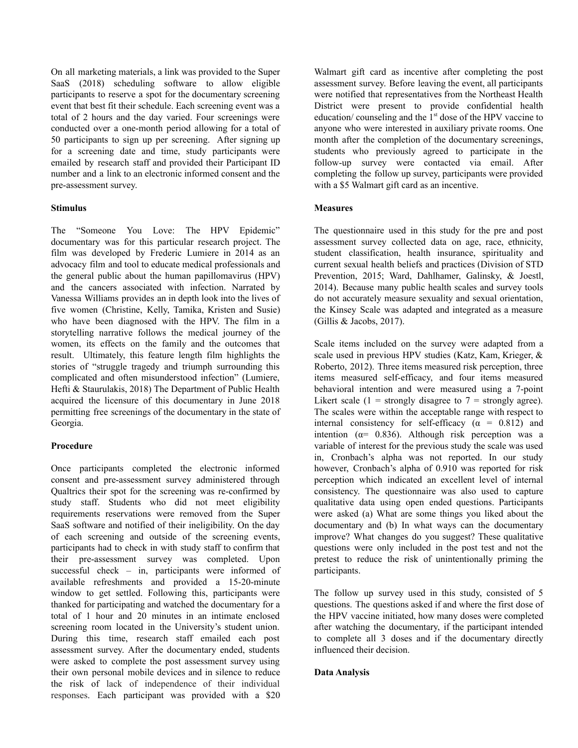On all marketing materials, a link was provided to the Super SaaS (2018) scheduling software to allow eligible participants to reserve a spot for the documentary screening event that best fit their schedule. Each screening event was a total of 2 hours and the day varied. Four screenings were conducted over a one-month period allowing for a total of 50 participants to sign up per screening. After signing up for a screening date and time, study participants were emailed by research staff and provided their Participant ID number and a link to an electronic informed consent and the pre-assessment survey.

**Stimulus**

The "Someone You Love: The HPV Epidemic" documentary was for this particular research project. The film was developed by Frederic Lumiere in 2014 as an advocacy film and tool to educate medical professionals and the general public about the human papillomavirus (HPV) and the cancers associated with infection. Narrated by Vanessa Williams provides an in depth look into the lives of five women (Christine, Kelly, Tamika, Kristen and Susie) who have been diagnosed with the HPV. The film in a storytelling narrative follows the medical journey of the women, its effects on the family and the outcomes that result. Ultimately, this feature length film highlights the stories of "struggle tragedy and triumph surrounding this complicated and often misunderstood infection" (Lumiere, Hefti & Staurulakis, 2018) The Department of Public Health acquired the licensure of this documentary in June 2018 permitting free screenings of the documentary in the state of Georgia.

**Procedure**

Once participants completed the electronic informed consent and pre-assessment survey administered through Qualtrics their spot for the screening was re-confirmed by study staff. Students who did not meet eligibility requirements reservations were removed from the Super SaaS software and notified of their ineligibility. On the day of each screening and outside of the screening events, participants had to check in with study staff to confirm that their pre-assessment survey was completed. Upon successful check – in, participants were informed of available refreshments and provided a 15-20-minute window to get settled. Following this, participants were thanked for participating and watched the documentary for a total of 1 hour and 20 minutes in an intimate enclosed screening room located in the University's student union. During this time, research staff emailed each post assessment survey. After the documentary ended, students were asked to complete the post assessment survey using their own personal mobile devices and in silence to reduce the risk of lack of independence of their individual responses. Each participant was provided with a $20 Walmart gift card as incentive after completing the post assessment survey. Before leaving the event, all participants were notified that representatives from the Northeast Health District were present to provide confidential health education/ counseling and the 1st dose of the HPV vaccine to anyone who were interested in auxiliary private rooms. One month after the completion of the documentary screenings, students who previously agreed to participate in the follow-up survey were contacted via email. After completing the follow up survey, participants were provided with a $5 Walmart gift card as an incentive.

**Measures**

The questionnaire used in this study for the pre and post assessment survey collected data on age, race, ethnicity, student classification, health insurance, spirituality and current sexual health beliefs and practices (Division of STD Prevention, 2015; Ward, Dahlhamer, Galinsky, & Joestl, 2014). Because many public health scales and survey tools do not accurately measure sexuality and sexual orientation, the Kinsey Scale was adapted and integrated as a measure (Gillis & Jacobs, 2017).

Scale items included on the survey were adapted from a scale used in previous HPV studies (Katz, Kam, Krieger, & Roberto, 2012). Three items measured risk perception, three items measured self-efficacy, and four items measured behavioral intention and were measured using a 7-point Likert scale (1 = strongly disagree to 7 = strongly agree). The scales were within the acceptable range with respect to internal consistency for self-efficacy ($\alpha$ = 0.812) and intention ($\alpha$= 0.836). Although risk perception was a variable of interest for the previous study the scale was used in, Cronbach's alpha was not reported. In our study however, Cronbach's alpha of 0.910 was reported for risk perception which indicated an excellent level of internal consistency. The questionnaire was also used to capture qualitative data using open ended questions. Participants were asked (a) What are some things you liked about the documentary and (b) In what ways can the documentary improve? What changes do you suggest? These qualitative questions were only included in the post test and not the pretest to reduce the risk of unintentionally priming the participants.

The follow up survey used in this study, consisted of 5 questions. The questions asked if and where the first dose of the HPV vaccine initiated, how many doses were completed after watching the documentary, if the participant intended to complete all 3 doses and if the documentary directly influenced their decision.

**Data Analysis**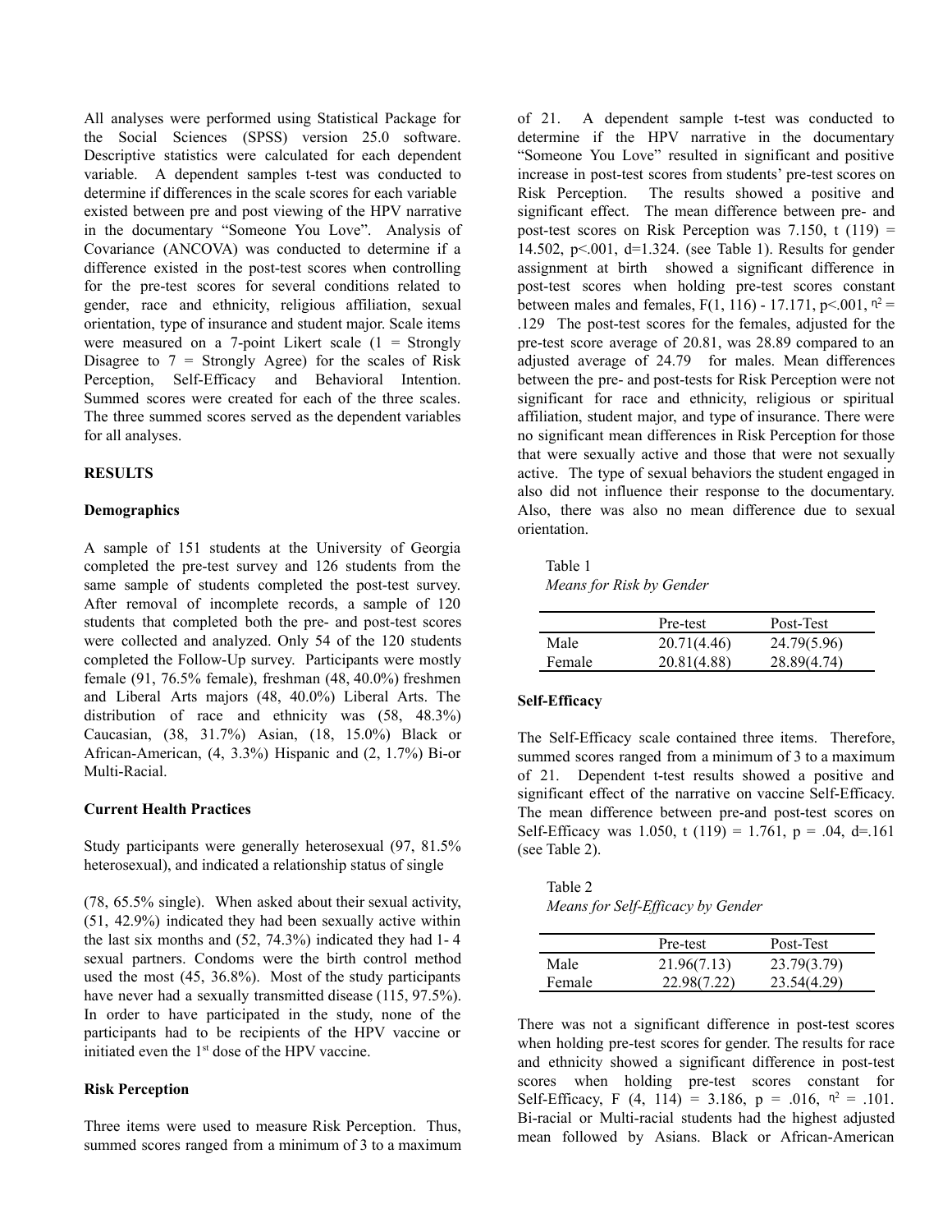All analyses were performed using Statistical Package for the Social Sciences (SPSS) version 25.0 software. Descriptive statistics were calculated for each dependent variable. A dependent samples t-test was conducted to determine if differences in the scale scores for each variable existed between pre and post viewing of the HPV narrative in the documentary "Someone You Love". Analysis of Covariance (ANCOVA) was conducted to determine if a difference existed in the post-test scores when controlling for the pre-test scores for several conditions related to gender, race and ethnicity, religious affiliation, sexual orientation, type of insurance and student major. Scale items were measured on a 7-point Likert scale (1 = Strongly Disagree to 7 = Strongly Agree) for the scales of Risk Perception, Self-Efficacy and Behavioral Intention. Summed scores were created for each of the three scales. The three summed scores served as the dependent variables for all analyses.

## RESULTS

### Demographics

A sample of 151 students at the University of Georgia completed the pre-test survey and 126 students from the same sample of students completed the post-test survey. After removal of incomplete records, a sample of 120 students that completed both the pre- and post-test scores were collected and analyzed. Only 54 of the 120 students completed the Follow-Up survey. Participants were mostly female (91, 76.5% female), freshman (48, 40.0%) freshmen and Liberal Arts majors (48, 40.0%) Liberal Arts. The distribution of race and ethnicity was (58, 48.3%) Caucasian, (38, 31.7%) Asian, (18, 15.0%) Black or African-American, (4, 3.3%) Hispanic and (2, 1.7%) Bi-or Multi-Racial.

### Current Health Practices

Study participants were generally heterosexual (97, 81.5% heterosexual), and indicated a relationship status of single (78, 65.5% single). When asked about their sexual activity, (51, 42.9%) indicated they had been sexually active within the last six months and (52, 74.3%) indicated they had 1- 4 sexual partners. Condoms were the birth control method used the most (45, 36.8%). Most of the study participants have never had a sexually transmitted disease (115, 97.5%). In order to have participated in the study, none of the participants had to be recipients of the HPV vaccine or initiated even the 1st dose of the HPV vaccine.

### Risk Perception

Three items were used to measure Risk Perception. Thus, summed scores ranged from a minimum of 3 to a maximum of 21. A dependent sample t-test was conducted to determine if the HPV narrative in the documentary "Someone You Love" resulted in significant and positive increase in post-test scores from students' pre-test scores on Risk Perception. The results showed a positive and significant effect. The mean difference between pre- and post-test scores on Risk Perception was 7.150, $t\ (119) = 14.502$, $p<.001$, $d=1.324$. (see Table 1). Results for gender assignment at birth showed a significant difference in post-test scores when holding pre-test scores constant between males and females, $F(1, 116)$ - 17.171, $p<.001$, $\eta^2 = .129$ The post-test scores for the females, adjusted for the pre-test score average of 20.81, was 28.89 compared to an adjusted average of 24.79 for males. Mean differences between the pre- and post-tests for Risk Perception were not significant for race and ethnicity, religious or spiritual affiliation, student major, and type of insurance. There were no significant mean differences in Risk Perception for those that were sexually active and those that were not sexually active. The type of sexual behaviors the student engaged in also did not influence their response to the documentary. Also, there was also no mean difference due to sexual orientation.

Table 1
*Means for Risk by Gender*

| | Pre-test | Post-Test |
|---|---|---|
| Male | 20.71(4.46) | 24.79(5.96) |
| Female | 20.81(4.88) | 28.89(4.74) |

### Self-Efficacy

The Self-Efficacy scale contained three items. Therefore, summed scores ranged from a minimum of 3 to a maximum of 21. Dependent t-test results showed a positive and significant effect of the narrative on vaccine Self-Efficacy. The mean difference between pre-and post-test scores on Self-Efficacy was 1.050, $t\ (119) = 1.761$, $p = .04$, $d=.161$ (see Table 2).

Table 2
*Means for Self-Efficacy by Gender*

| | Pre-test | Post-Test |
|---|---|---|
| Male | 21.96(7.13) | 23.79(3.79) |
| Female | 22.98(7.22) | 23.54(4.29) |

There was not a significant difference in post-test scores when holding pre-test scores for gender. The results for race and ethnicity showed a significant difference in post-test scores when holding pre-test scores constant for Self-Efficacy, $F\ (4, 114) = 3.186$, $p = .016$, $\eta^2 = .101$. Bi-racial or Multi-racial students had the highest adjusted mean followed by Asians. Black or African-American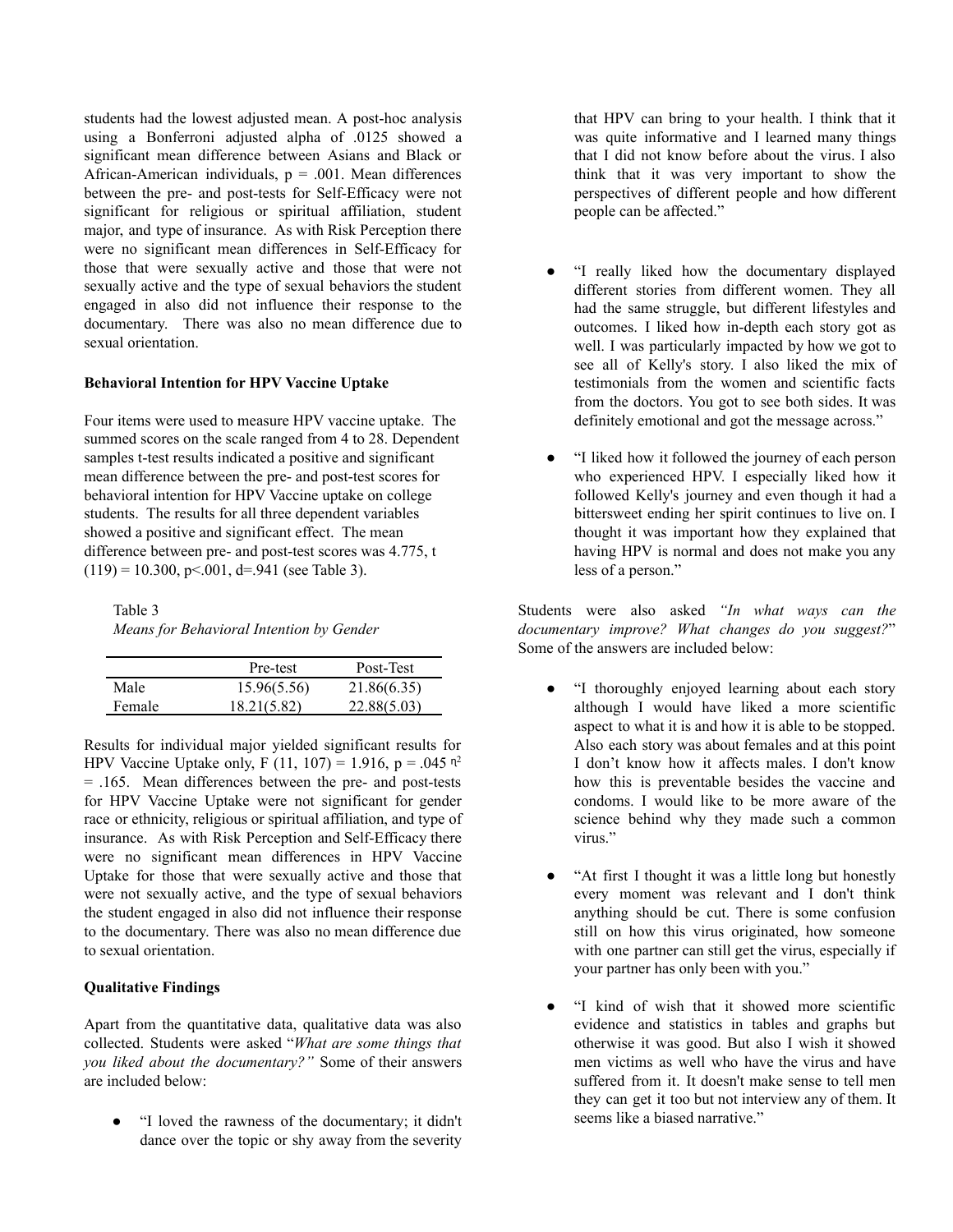students had the lowest adjusted mean. A post-hoc analysis using a Bonferroni adjusted alpha of .0125 showed a significant mean difference between Asians and Black or African-American individuals, $p = .001$. Mean differences between the pre- and post-tests for Self-Efficacy were not significant for religious or spiritual affiliation, student major, and type of insurance. As with Risk Perception there were no significant mean differences in Self-Efficacy for those that were sexually active and those that were not sexually active and the type of sexual behaviors the student engaged in also did not influence their response to the documentary. There was also no mean difference due to sexual orientation.

**Behavioral Intention for HPV Vaccine Uptake**

Four items were used to measure HPV vaccine uptake. The summed scores on the scale ranged from 4 to 28. Dependent samples t-test results indicated a positive and significant mean difference between the pre- and post-test scores for behavioral intention for HPV Vaccine uptake on college students. The results for all three dependent variables showed a positive and significant effect. The mean difference between pre- and post-test scores was 4.775, $t(119) = 10.300$, $p<.001$, $d=.941$ (see Table 3).

Table 3
*Means for Behavioral Intention by Gender*

| | Pre-test | Post-Test |
|---|---|---|
| Male | 15.96(5.56) | 21.86(6.35) |
| Female | 18.21(5.82) | 22.88(5.03) |

Results for individual major yielded significant results for HPV Vaccine Uptake only, $F(11, 107) = 1.916$, $p = .045$ $\eta^2 = .165$. Mean differences between the pre- and post-tests for HPV Vaccine Uptake were not significant for gender race or ethnicity, religious or spiritual affiliation, and type of insurance. As with Risk Perception and Self-Efficacy there were no significant mean differences in HPV Vaccine Uptake for those that were sexually active and those that were not sexually active, and the type of sexual behaviors the student engaged in also did not influence their response to the documentary. There was also no mean difference due to sexual orientation.

**Qualitative Findings**

Apart from the quantitative data, qualitative data was also collected. Students were asked "*What are some things that you liked about the documentary?"* Some of their answers are included below:

- "I loved the rawness of the documentary; it didn't dance over the topic or shy away from the severity that HPV can bring to your health. I think that it was quite informative and I learned many things that I did not know before about the virus. I also think that it was very important to show the perspectives of different people and how different people can be affected."
- "I really liked how the documentary displayed different stories from different women. They all had the same struggle, but different lifestyles and outcomes. I liked how in-depth each story got as well. I was particularly impacted by how we got to see all of Kelly's story. I also liked the mix of testimonials from the women and scientific facts from the doctors. You got to see both sides. It was definitely emotional and got the message across."
- "I liked how it followed the journey of each person who experienced HPV. I especially liked how it followed Kelly's journey and even though it had a bittersweet ending her spirit continues to live on. I thought it was important how they explained that having HPV is normal and does not make you any less of a person."

Students were also asked *"In what ways can the documentary improve? What changes do you suggest?*" Some of the answers are included below:

- "I thoroughly enjoyed learning about each story although I would have liked a more scientific aspect to what it is and how it is able to be stopped. Also each story was about females and at this point I don't know how it affects males. I don't know how this is preventable besides the vaccine and condoms. I would like to be more aware of the science behind why they made such a common virus."
- "At first I thought it was a little long but honestly every moment was relevant and I don't think anything should be cut. There is some confusion still on how this virus originated, how someone with one partner can still get the virus, especially if your partner has only been with you."
- "I kind of wish that it showed more scientific evidence and statistics in tables and graphs but otherwise it was good. But also I wish it showed men victims as well who have the virus and have suffered from it. It doesn't make sense to tell men they can get it too but not interview any of them. It seems like a biased narrative."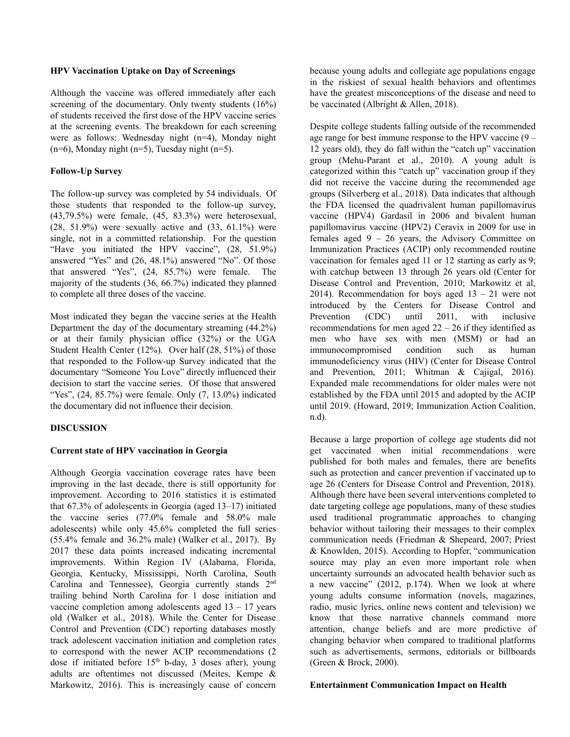**HPV Vaccination Uptake on Day of Screenings**

Although the vaccine was offered immediately after each screening of the documentary. Only twenty students (16%) of students received the first dose of the HPV vaccine series at the screening events. The breakdown for each screening were as follows: Wednesday night (n=4), Monday night (n=6), Monday night (n=5), Tuesday night (n=5).

**Follow-Up Survey**

The follow-up survey was completed by 54 individuals. Of those students that responded to the follow-up survey, (43,79.5%) were female, (45, 83.3%) were heterosexual, (28, 51.9%) were sexually active and (33, 61.1%) were single, not in a committed relationship. For the question "Have you initiated the HPV vaccine", (28, 51.9%) answered "Yes" and (26, 48.1%) answered "No". Of those that answered "Yes", (24, 85.7%) were female. The majority of the students (36, 66.7%) indicated they planned to complete all three doses of the vaccine.

Most indicated they began the vaccine series at the Health Department the day of the documentary streaming (44.2%) or at their family physician office (32%) or the UGA Student Health Center (12%). Over half (28, 51%) of those that responded to the Follow-up Survey indicated that the documentary "Someone You Love" directly influenced their decision to start the vaccine series. Of those that answered "Yes", (24, 85.7%) were female. Only (7, 13.0%) indicated the documentary did not influence their decision.

**DISCUSSION**

**Current state of HPV vaccination in Georgia**

Although Georgia vaccination coverage rates have been improving in the last decade, there is still opportunity for improvement. According to 2016 statistics it is estimated that 67.3% of adolescents in Georgia (aged 13–17) initiated the vaccine series (77.0% female and 58.0% male adolescents) while only 45.6% completed the full series (55.4% female and 36.2% male) (Walker et al., 2017). By 2017 these data points increased indicating incremental improvements. Within Region IV (Alabama, Florida, Georgia, Kentucky, Mississippi, North Carolina, South Carolina and Tennessee), Georgia currently stands 2nd trailing behind North Carolina for 1 dose initiation and vaccine completion among adolescents aged 13 – 17 years old (Walker et al., 2018). While the Center for Disease Control and Prevention (CDC) reporting databases mostly track adolescent vaccination initiation and completion rates to correspond with the newer ACIP recommendations (2 dose if initiated before 15th b-day, 3 doses after), young adults are oftentimes not discussed (Meites, Kempe & Markowitz, 2016). This is increasingly cause of concern because young adults and collegiate age populations engage in the riskiest of sexual health behaviors and oftentimes have the greatest misconceptions of the disease and need to be vaccinated (Albright & Allen, 2018).

Despite college students falling outside of the recommended age range for best immune response to the HPV vaccine (9 – 12 years old), they do fall within the "catch up" vaccination group (Mehu-Parant et al., 2010). A young adult is categorized within this "catch up" vaccination group if they did not receive the vaccine during the recommended age groups (Silverberg et al., 2018). Data indicates that although the FDA licensed the quadrivalent human papillomavirus vaccine (HPV4) Gardasil in 2006 and bivalent human papillomavirus vaccine (HPV2) Ceravix in 2009 for use in females aged 9 – 26 years, the Advisory Committee on Immunization Practices (ACIP) only recommended routine vaccination for females aged 11 or 12 starting as early as 9; with catchup between 13 through 26 years old (Center for Disease Control and Prevention, 2010; Markowitz et al, 2014). Recommendation for boys aged 13 – 21 were not introduced by the Centers for Disease Control and Prevention (CDC) until 2011, with inclusive recommendations for men aged 22 – 26 if they identified as men who have sex with men (MSM) or had an immunocompromised condition such as human immunodeficiency virus (HIV) (Center for Disease Control and Prevention, 2011; Whitman & Cajigal, 2016). Expanded male recommendations for older males were not established by the FDA until 2015 and adopted by the ACIP until 2019. (Howard, 2019; Immunization Action Coalition, n.d).

Because a large proportion of college age students did not get vaccinated when initial recommendations were published for both males and females, there are benefits such as protection and cancer prevention if vaccinated up to age 26 (Centers for Disease Control and Prevention, 2018). Although there have been several interventions completed to date targeting college age populations, many of these studies used traditional programmatic approaches to changing behavior without tailoring their messages to their complex communication needs (Friedman & Shepeard, 2007; Priest & Knowlden, 2015). According to Hopfer, "communication source may play an even more important role when uncertainty surrounds an advocated health behavior such as a new vaccine" (2012, p.174). When we look at where young adults consume information (novels, magazines, radio, music lyrics, online news content and television) we know that those narrative channels command more attention, change beliefs and are more predictive of changing behavior when compared to traditional platforms such as advertisements, sermons, editorials or billboards (Green & Brock, 2000).

**Entertainment Communication Impact on Health**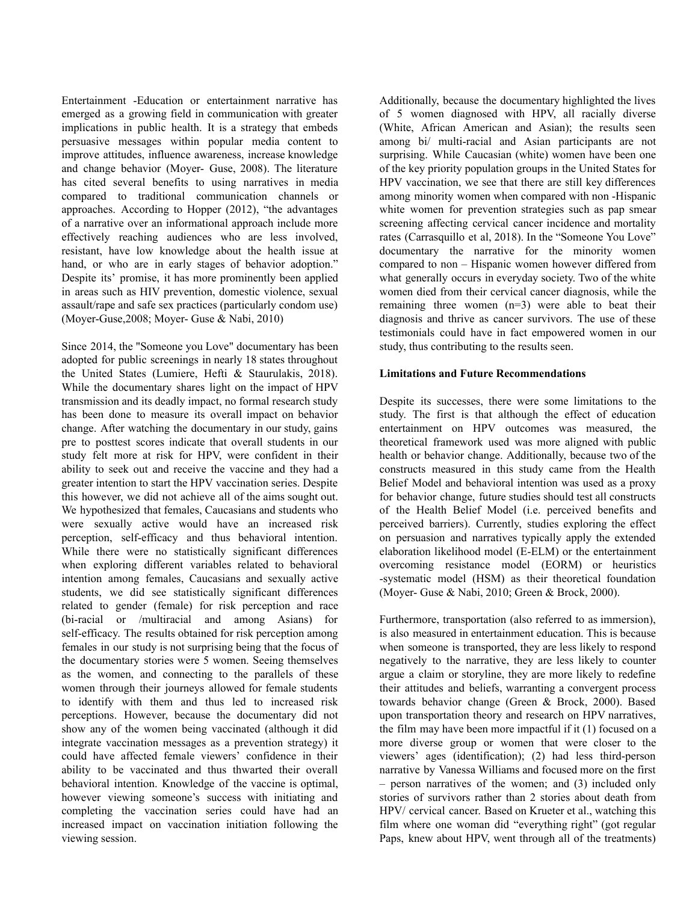Entertainment -Education or entertainment narrative has emerged as a growing field in communication with greater implications in public health. It is a strategy that embeds persuasive messages within popular media content to improve attitudes, influence awareness, increase knowledge and change behavior (Moyer- Guse, 2008). The literature has cited several benefits to using narratives in media compared to traditional communication channels or approaches. According to Hopper (2012), "the advantages of a narrative over an informational approach include more effectively reaching audiences who are less involved, resistant, have low knowledge about the health issue at hand, or who are in early stages of behavior adoption." Despite its' promise, it has more prominently been applied in areas such as HIV prevention, domestic violence, sexual assault/rape and safe sex practices (particularly condom use) (Moyer-Guse,2008; Moyer- Guse & Nabi, 2010)

Since 2014, the "Someone you Love" documentary has been adopted for public screenings in nearly 18 states throughout the United States (Lumiere, Hefti & Staurulakis, 2018). While the documentary shares light on the impact of HPV transmission and its deadly impact, no formal research study has been done to measure its overall impact on behavior change. After watching the documentary in our study, gains pre to posttest scores indicate that overall students in our study felt more at risk for HPV, were confident in their ability to seek out and receive the vaccine and they had a greater intention to start the HPV vaccination series. Despite this however, we did not achieve all of the aims sought out. We hypothesized that females, Caucasians and students who were sexually active would have an increased risk perception, self-efficacy and thus behavioral intention. While there were no statistically significant differences when exploring different variables related to behavioral intention among females, Caucasians and sexually active students, we did see statistically significant differences related to gender (female) for risk perception and race (bi-racial or /multiracial and among Asians) for self-efficacy. The results obtained for risk perception among females in our study is not surprising being that the focus of the documentary stories were 5 women. Seeing themselves as the women, and connecting to the parallels of these women through their journeys allowed for female students to identify with them and thus led to increased risk perceptions. However, because the documentary did not show any of the women being vaccinated (although it did integrate vaccination messages as a prevention strategy) it could have affected female viewers' confidence in their ability to be vaccinated and thus thwarted their overall behavioral intention. Knowledge of the vaccine is optimal, however viewing someone's success with initiating and completing the vaccination series could have had an increased impact on vaccination initiation following the viewing session.

Additionally, because the documentary highlighted the lives of 5 women diagnosed with HPV, all racially diverse (White, African American and Asian); the results seen among bi/ multi-racial and Asian participants are not surprising. While Caucasian (white) women have been one of the key priority population groups in the United States for HPV vaccination, we see that there are still key differences among minority women when compared with non -Hispanic white women for prevention strategies such as pap smear screening affecting cervical cancer incidence and mortality rates (Carrasquillo et al, 2018). In the "Someone You Love" documentary the narrative for the minority women compared to non – Hispanic women however differed from what generally occurs in everyday society. Two of the white women died from their cervical cancer diagnosis, while the remaining three women (n=3) were able to beat their diagnosis and thrive as cancer survivors. The use of these testimonials could have in fact empowered women in our study, thus contributing to the results seen.

**Limitations and Future Recommendations**

Despite its successes, there were some limitations to the study. The first is that although the effect of education entertainment on HPV outcomes was measured, the theoretical framework used was more aligned with public health or behavior change. Additionally, because two of the constructs measured in this study came from the Health Belief Model and behavioral intention was used as a proxy for behavior change, future studies should test all constructs of the Health Belief Model (i.e. perceived benefits and perceived barriers). Currently, studies exploring the effect on persuasion and narratives typically apply the extended elaboration likelihood model (E-ELM) or the entertainment overcoming resistance model (EORM) or heuristics -systematic model (HSM) as their theoretical foundation (Moyer- Guse & Nabi, 2010; Green & Brock, 2000).

Furthermore, transportation (also referred to as immersion), is also measured in entertainment education. This is because when someone is transported, they are less likely to respond negatively to the narrative, they are less likely to counter argue a claim or storyline, they are more likely to redefine their attitudes and beliefs, warranting a convergent process towards behavior change (Green & Brock, 2000). Based upon transportation theory and research on HPV narratives, the film may have been more impactful if it (1) focused on a more diverse group or women that were closer to the viewers' ages (identification); (2) had less third-person narrative by Vanessa Williams and focused more on the first – person narratives of the women; and (3) included only stories of survivors rather than 2 stories about death from HPV/ cervical cancer. Based on Krueter et al., watching this film where one woman did "everything right" (got regular Paps, knew about HPV, went through all of the treatments)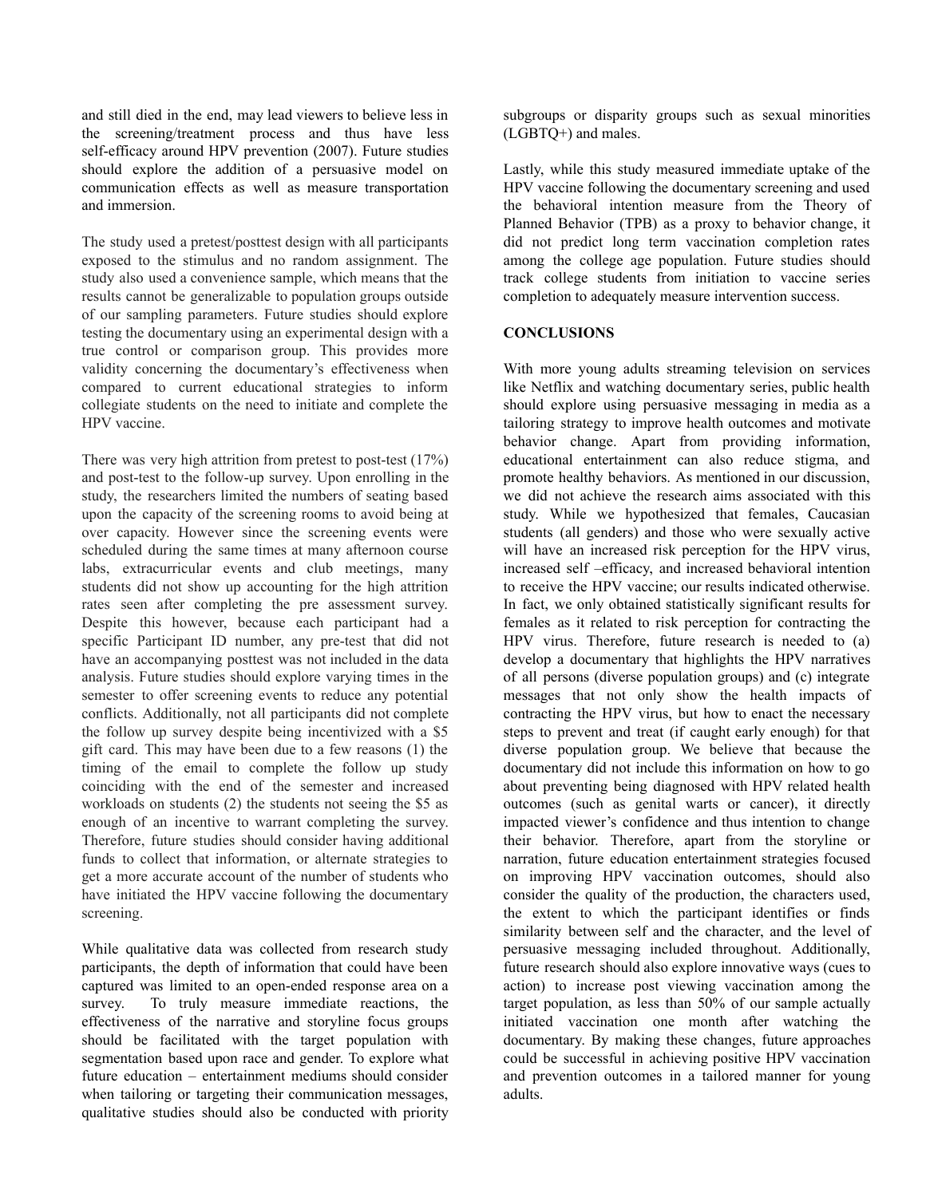and still died in the end, may lead viewers to believe less in the screening/treatment process and thus have less self-efficacy around HPV prevention (2007). Future studies should explore the addition of a persuasive model on communication effects as well as measure transportation and immersion.

The study used a pretest/posttest design with all participants exposed to the stimulus and no random assignment. The study also used a convenience sample, which means that the results cannot be generalizable to population groups outside of our sampling parameters. Future studies should explore testing the documentary using an experimental design with a true control or comparison group. This provides more validity concerning the documentary's effectiveness when compared to current educational strategies to inform collegiate students on the need to initiate and complete the HPV vaccine.

There was very high attrition from pretest to post-test (17%) and post-test to the follow-up survey. Upon enrolling in the study, the researchers limited the numbers of seating based upon the capacity of the screening rooms to avoid being at over capacity. However since the screening events were scheduled during the same times at many afternoon course labs, extracurricular events and club meetings, many students did not show up accounting for the high attrition rates seen after completing the pre assessment survey. Despite this however, because each participant had a specific Participant ID number, any pre-test that did not have an accompanying posttest was not included in the data analysis. Future studies should explore varying times in the semester to offer screening events to reduce any potential conflicts. Additionally, not all participants did not complete the follow up survey despite being incentivized with a $5 gift card. This may have been due to a few reasons (1) the timing of the email to complete the follow up study coinciding with the end of the semester and increased workloads on students (2) the students not seeing the $5 as enough of an incentive to warrant completing the survey. Therefore, future studies should consider having additional funds to collect that information, or alternate strategies to get a more accurate account of the number of students who have initiated the HPV vaccine following the documentary screening.

While qualitative data was collected from research study participants, the depth of information that could have been captured was limited to an open-ended response area on a survey. To truly measure immediate reactions, the effectiveness of the narrative and storyline focus groups should be facilitated with the target population with segmentation based upon race and gender. To explore what future education – entertainment mediums should consider when tailoring or targeting their communication messages, qualitative studies should also be conducted with priority subgroups or disparity groups such as sexual minorities (LGBTQ+) and males.

Lastly, while this study measured immediate uptake of the HPV vaccine following the documentary screening and used the behavioral intention measure from the Theory of Planned Behavior (TPB) as a proxy to behavior change, it did not predict long term vaccination completion rates among the college age population. Future studies should track college students from initiation to vaccine series completion to adequately measure intervention success.

## CONCLUSIONS

With more young adults streaming television on services like Netflix and watching documentary series, public health should explore using persuasive messaging in media as a tailoring strategy to improve health outcomes and motivate behavior change. Apart from providing information, educational entertainment can also reduce stigma, and promote healthy behaviors. As mentioned in our discussion, we did not achieve the research aims associated with this study. While we hypothesized that females, Caucasian students (all genders) and those who were sexually active will have an increased risk perception for the HPV virus, increased self –efficacy, and increased behavioral intention to receive the HPV vaccine; our results indicated otherwise. In fact, we only obtained statistically significant results for females as it related to risk perception for contracting the HPV virus. Therefore, future research is needed to (a) develop a documentary that highlights the HPV narratives of all persons (diverse population groups) and (c) integrate messages that not only show the health impacts of contracting the HPV virus, but how to enact the necessary steps to prevent and treat (if caught early enough) for that diverse population group. We believe that because the documentary did not include this information on how to go about preventing being diagnosed with HPV related health outcomes (such as genital warts or cancer), it directly impacted viewer's confidence and thus intention to change their behavior. Therefore, apart from the storyline or narration, future education entertainment strategies focused on improving HPV vaccination outcomes, should also consider the quality of the production, the characters used, the extent to which the participant identifies or finds similarity between self and the character, and the level of persuasive messaging included throughout. Additionally, future research should also explore innovative ways (cues to action) to increase post viewing vaccination among the target population, as less than 50% of our sample actually initiated vaccination one month after watching the documentary. By making these changes, future approaches could be successful in achieving positive HPV vaccination and prevention outcomes in a tailored manner for young adults.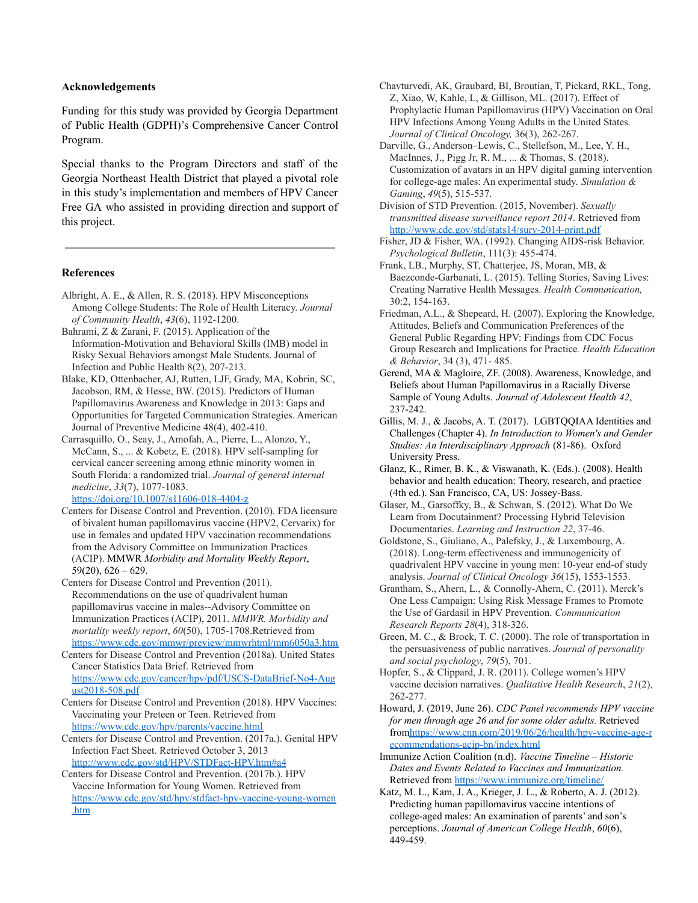**Acknowledgements**

Funding for this study was provided by Georgia Department of Public Health (GDPH)'s Comprehensive Cancer Control Program.

Special thanks to the Program Directors and staff of the Georgia Northeast Health District that played a pivotal role in this study's implementation and members of HPV Cancer Free GA who assisted in providing direction and support of this project.

---

**References**

Albright, A. E., & Allen, R. S. (2018). HPV Misconceptions Among College Students: The Role of Health Literacy. *Journal of Community Health*, *43*(6), 1192-1200.

Bahrami, Z & Zarani, F. (2015). Application of the Information-Motivation and Behavioral Skills (IMB) model in Risky Sexual Behaviors amongst Male Students. Journal of Infection and Public Health 8(2), 207-213.

Blake, KD, Ottenbacher, AJ, Rutten, LJF, Grady, MA, Kobrin, SC, Jacobson, RM, & Hesse, BW. (2015). Predictors of Human Papillomavirus Awareness and Knowledge in 2013: Gaps and Opportunities for Targeted Communication Strategies. American Journal of Preventive Medicine 48(4), 402-410.

Carrasquillo, O., Seay, J., Amofah, A., Pierre, L., Alonzo, Y., McCann, S., ... & Kobetz, E. (2018). HPV self-sampling for cervical cancer screening among ethnic minority women in South Florida: a randomized trial. *Journal of general internal medicine*, *33*(7), 1077-1083. https://doi.org/10.1007/s11606-018-4404-z

Centers for Disease Control and Prevention. (2010). FDA licensure of bivalent human papillomavirus vaccine (HPV2, Cervarix) for use in females and updated HPV vaccination recommendations from the Advisory Committee on Immunization Practices (ACIP). MMWR *Morbidity and Mortality Weekly Report*, 59(20), 626 – 629.

Centers for Disease Control and Prevention (2011). Recommendations on the use of quadrivalent human papillomavirus vaccine in males--Advisory Committee on Immunization Practices (ACIP), 2011. *MMWR. Morbidity and mortality weekly report*, *60*(50), 1705-1708.Retrieved from https://www.cdc.gov/mmwr/preview/mmwrhtml/mm6050a3.htm

Centers for Disease Control and Prevention (2018a). United States Cancer Statistics Data Brief. Retrieved from https://www.cdc.gov/cancer/hpv/pdf/USCS-DataBrief-No4-August2018-508.pdf

Centers for Disease Control and Prevention (2018). HPV Vaccines: Vaccinating your Preteen or Teen. Retrieved from https://www.cdc.gov/hpv/parents/vaccine.html

Centers for Disease Control and Prevention. (2017a.). Genital HPV Infection Fact Sheet. Retrieved October 3, 2013 http://www.cdc.gov/std/HPV/STDFact-HPV.htm#a4

Centers for Disease Control and Prevention. (2017b.). HPV Vaccine Information for Young Women. Retrieved from https://www.cdc.gov/std/hpv/stdfact-hpv-vaccine-young-women.htm

Chavturvedi, AK, Graubard, BI, Broutian, T, Pickard, RKL, Tong, Z, Xiao, W, Kahle, L, & Gillison, ML. (2017). Effect of Prophylactic Human Papillomavirus (HPV) Vaccination on Oral HPV Infections Among Young Adults in the United States. *Journal of Clinical Oncology,* 36(3), 262-267.

Darville, G., Anderson–Lewis, C., Stellefson, M., Lee, Y. H., MacInnes, J., Pigg Jr, R. M., ... & Thomas, S. (2018). Customization of avatars in an HPV digital gaming intervention for college-age males: An experimental study. *Simulation & Gaming*, *49*(5), 515-537.

Division of STD Prevention. (2015, November). *Sexually transmitted disease surveillance report 2014*. Retrieved from http://www.cdc.gov/std/stats14/surv-2014-print.pdf

Fisher, JD & Fisher, WA. (1992). Changing AIDS-risk Behavior. *Psychological Bulletin*, 111(3): 455-474.

Frank, LB., Murphy, ST, Chatterjee, JS, Moran, MB, & Baezconde-Garbanati, L. (2015). Telling Stories, Saving Lives: Creating Narrative Health Messages. *Health Communication,* 30:2, 154-163.

Friedman, A.L., & Shepeard, H. (2007). Exploring the Knowledge, Attitudes, Beliefs and Communication Preferences of the General Public Regarding HPV: Findings from CDC Focus Group Research and Implications for Practice*. Health Education & Behavior*, 34 (3), 471- 485.

Gerend, MA & Magloire, ZF. (2008). Awareness, Knowledge, and Beliefs about Human Papillomavirus in a Racially Diverse Sample of Young Adults. *Journal of Adolescent Health 42*, 237-242.

Gillis, M. J., & Jacobs, A. T. (2017). LGBTQQIAA Identities and Challenges (Chapter 4). *In Introduction to Women's and Gender Studies: An Interdisciplinary Approach* (81-86). Oxford University Press.

Glanz, K., Rimer, B. K., & Viswanath, K. (Eds.). (2008). Health behavior and health education: Theory, research, and practice (4th ed.). San Francisco, CA, US: Jossey-Bass.

Glaser, M., Garsoffky, B., & Schwan, S. (2012). What Do We Learn from Docutainment? Processing Hybrid Television Documentaries. *Learning and Instruction 22*, 37-46.

Goldstone, S., Giuliano, A., Palefsky, J., & Luxembourg, A. (2018). Long-term effectiveness and immunogenicity of quadrivalent HPV vaccine in young men: 10-year end-of study analysis. *Journal of Clinical Oncology 36*(15), 1553-1553.

Grantham, S., Ahern, L., & Connolly-Ahern, C. (2011). Merck's One Less Campaign: Using Risk Message Frames to Promote the Use of Gardasil in HPV Prevention. *Communication Research Reports 28*(4), 318-326.

Green, M. C., & Brock, T. C. (2000). The role of transportation in the persuasiveness of public narratives. *Journal of personality and social psychology*, *79*(5), 701.

Hopfer, S., & Clippard, J. R. (2011). College women's HPV vaccine decision narratives. *Qualitative Health Research*, *21*(2), 262-277.

Howard, J. (2019, June 26). *CDC Panel recommends HPV vaccine for men through age 26 and for some older adults.* Retrieved fromhttps://www.cnn.com/2019/06/26/health/hpv-vaccine-age-recommendations-acip-bn/index.html

Immunize Action Coalition (n.d). *Vaccine Timeline – Historic Dates and Events Related to Vaccines and Immunization.* Retrieved from https://www.immunize.org/timeline/

Katz, M. L., Kam, J. A., Krieger, J. L., & Roberto, A. J. (2012). Predicting human papillomavirus vaccine intentions of college-aged males: An examination of parents' and son's perceptions. *Journal of American College Health*, *60*(6), 449-459.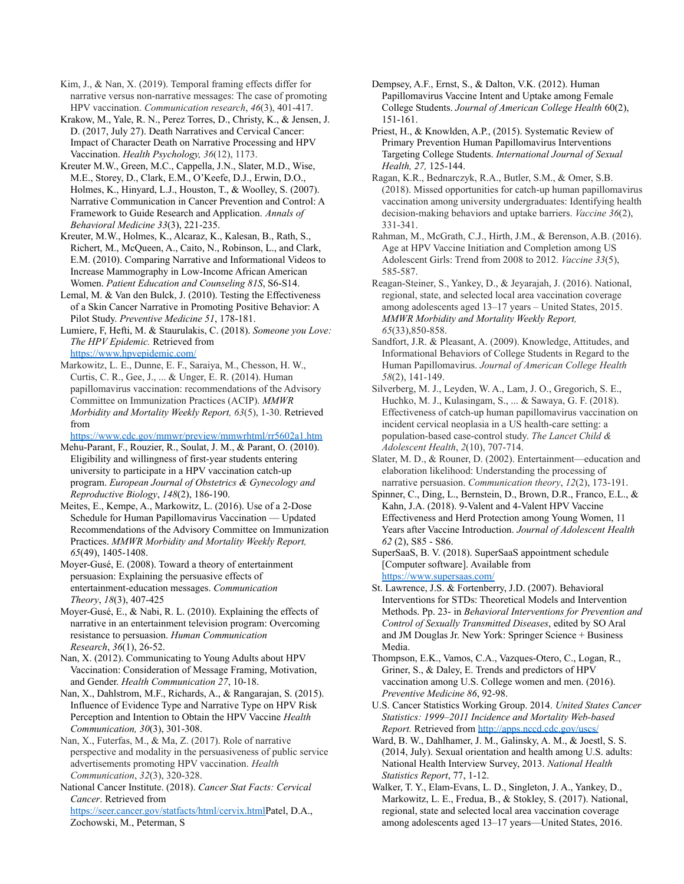Kim, J., & Nan, X. (2019). Temporal framing effects differ for narrative versus non-narrative messages: The case of promoting HPV vaccination. *Communication research*, *46*(3), 401-417.

Krakow, M., Yale, R. N., Perez Torres, D., Christy, K., & Jensen, J. D. (2017, July 27). Death Narratives and Cervical Cancer: Impact of Character Death on Narrative Processing and HPV Vaccination. *Health Psychology, 36*(12), 1173.

Kreuter M.W., Green, M.C., Cappella, J.N., Slater, M.D., Wise, M.E., Storey, D., Clark, E.M., O'Keefe, D.J., Erwin, D.O., Holmes, K., Hinyard, L.J., Houston, T., & Woolley, S. (2007). Narrative Communication in Cancer Prevention and Control: A Framework to Guide Research and Application. *Annals of Behavioral Medicine 33*(3), 221-235.

Kreuter, M.W., Holmes, K., Alcaraz, K., Kalesan, B., Rath, S., Richert, M., McQueen, A., Caito, N., Robinson, L., and Clark, E.M. (2010). Comparing Narrative and Informational Videos to Increase Mammography in Low-Income African American Women. *Patient Education and Counseling 81S*, S6-S14.

Lemal, M. & Van den Bulck, J. (2010). Testing the Effectiveness of a Skin Cancer Narrative in Promoting Positive Behavior: A Pilot Study. *Preventive Medicine 51*, 178-181.

Lumiere, F, Hefti, M. & Staurulakis, C. (2018). *Someone you Love: The HPV Epidemic.* Retrieved from https://www.hpvepidemic.com/

Markowitz, L. E., Dunne, E. F., Saraiya, M., Chesson, H. W., Curtis, C. R., Gee, J., ... & Unger, E. R. (2014). Human papillomavirus vaccination: recommendations of the Advisory Committee on Immunization Practices (ACIP). *MMWR Morbidity and Mortality Weekly Report, 63*(5), 1-30. Retrieved from https://www.cdc.gov/mmwr/preview/mmwrhtml/rr5602a1.htm

Mehu-Parant, F., Rouzier, R., Soulat, J. M., & Parant, O. (2010). Eligibility and willingness of first-year students entering university to participate in a HPV vaccination catch-up program. *European Journal of Obstetrics & Gynecology and Reproductive Biology*, *148*(2), 186-190.

Meites, E., Kempe, A., Markowitz, L. (2016). Use of a 2-Dose Schedule for Human Papillomavirus Vaccination — Updated Recommendations of the Advisory Committee on Immunization Practices. *MMWR Morbidity and Mortality Weekly Report, 65*(49), 1405-1408.

Moyer-Gusé, E. (2008). Toward a theory of entertainment persuasion: Explaining the persuasive effects of entertainment-education messages. *Communication Theory*, *18*(3), 407-425

Moyer-Gusé, E., & Nabi, R. L. (2010). Explaining the effects of narrative in an entertainment television program: Overcoming resistance to persuasion. *Human Communication Research*, *36*(1), 26-52.

Nan, X. (2012). Communicating to Young Adults about HPV Vaccination: Consideration of Message Framing, Motivation, and Gender. *Health Communication 27*, 10-18.

Nan, X., Dahlstrom, M.F., Richards, A., & Rangarajan, S. (2015). Influence of Evidence Type and Narrative Type on HPV Risk Perception and Intention to Obtain the HPV Vaccine *Health Communication, 30*(3), 301-308.

Nan, X., Futerfas, M., & Ma, Z. (2017). Role of narrative perspective and modality in the persuasiveness of public service advertisements promoting HPV vaccination. *Health Communication*, *32*(3), 320-328.

National Cancer Institute. (2018). *Cancer Stat Facts: Cervical Cancer*. Retrieved from https://seer.cancer.gov/statfacts/html/cervix.htmlPatel, D.A., Zochowski, M., Peterman, S

Dempsey, A.F., Ernst, S., & Dalton, V.K. (2012). Human Papillomavirus Vaccine Intent and Uptake among Female College Students. *Journal of American College Health* 60(2), 151-161.

Priest, H., & Knowlden, A.P., (2015). Systematic Review of Primary Prevention Human Papillomavirus Interventions Targeting College Students. *International Journal of Sexual Health, 27,* 125-144.

Ragan, K.R., Bednarczyk, R.A., Butler, S.M., & Omer, S.B. (2018). Missed opportunities for catch-up human papillomavirus vaccination among university undergraduates: Identifying health decision-making behaviors and uptake barriers. *Vaccine 36*(2), 331-341.

Rahman, M., McGrath, C.J., Hirth, J.M., & Berenson, A.B. (2016). Age at HPV Vaccine Initiation and Completion among US Adolescent Girls: Trend from 2008 to 2012. *Vaccine 33*(5), 585-587.

Reagan-Steiner, S., Yankey, D., & Jeyarajah, J. (2016). National, regional, state, and selected local area vaccination coverage among adolescents aged 13–17 years – United States, 2015. *MMWR Morbidity and Mortality Weekly Report, 65*(33),850-858.

Sandfort, J.R. & Pleasant, A. (2009). Knowledge, Attitudes, and Informational Behaviors of College Students in Regard to the Human Papillomavirus. *Journal of American College Health 58*(2), 141-149.

Silverberg, M. J., Leyden, W. A., Lam, J. O., Gregorich, S. E., Huchko, M. J., Kulasingam, S., ... & Sawaya, G. F. (2018). Effectiveness of catch-up human papillomavirus vaccination on incident cervical neoplasia in a US health-care setting: a population-based case-control study. *The Lancet Child & Adolescent Health*, *2*(10), 707-714.

Slater, M. D., & Rouner, D. (2002). Entertainment—education and elaboration likelihood: Understanding the processing of narrative persuasion. *Communication theory*, *12*(2), 173-191.

Spinner, C., Ding, L., Bernstein, D., Brown, D.R., Franco, E.L., & Kahn, J.A. (2018). 9-Valent and 4-Valent HPV Vaccine Effectiveness and Herd Protection among Young Women, 11 Years after Vaccine Introduction. *Journal of Adolescent Health 62* (2), S85 - S86.

SuperSaaS, B. V. (2018). SuperSaaS appointment schedule [Computer software]. Available from https://www.supersaas.com/

St. Lawrence, J.S. & Fortenberry, J.D. (2007). Behavioral Interventions for STDs: Theoretical Models and Intervention Methods. Pp. 23- in *Behavioral Interventions for Prevention and Control of Sexually Transmitted Diseases*, edited by SO Aral and JM Douglas Jr. New York: Springer Science + Business Media.

Thompson, E.K., Vamos, C.A., Vazques-Otero, C., Logan, R., Griner, S., & Daley, E. Trends and predictors of HPV vaccination among U.S. College women and men. (2016). *Preventive Medicine 86*, 92-98.

U.S. Cancer Statistics Working Group. 2014. *United States Cancer Statistics: 1999–2011 Incidence and Mortality Web-based Report.* Retrieved from http://apps.nccd.cdc.gov/uscs/

Ward, B. W., Dahlhamer, J. M., Galinsky, A. M., & Joestl, S. S. (2014, July). Sexual orientation and health among U.S. adults: National Health Interview Survey, 2013. *National Health Statistics Report*, 77, 1-12.

Walker, T. Y., Elam-Evans, L. D., Singleton, J. A., Yankey, D., Markowitz, L. E., Fredua, B., & Stokley, S. (2017). National, regional, state and selected local area vaccination coverage among adolescents aged 13–17 years—United States, 2016.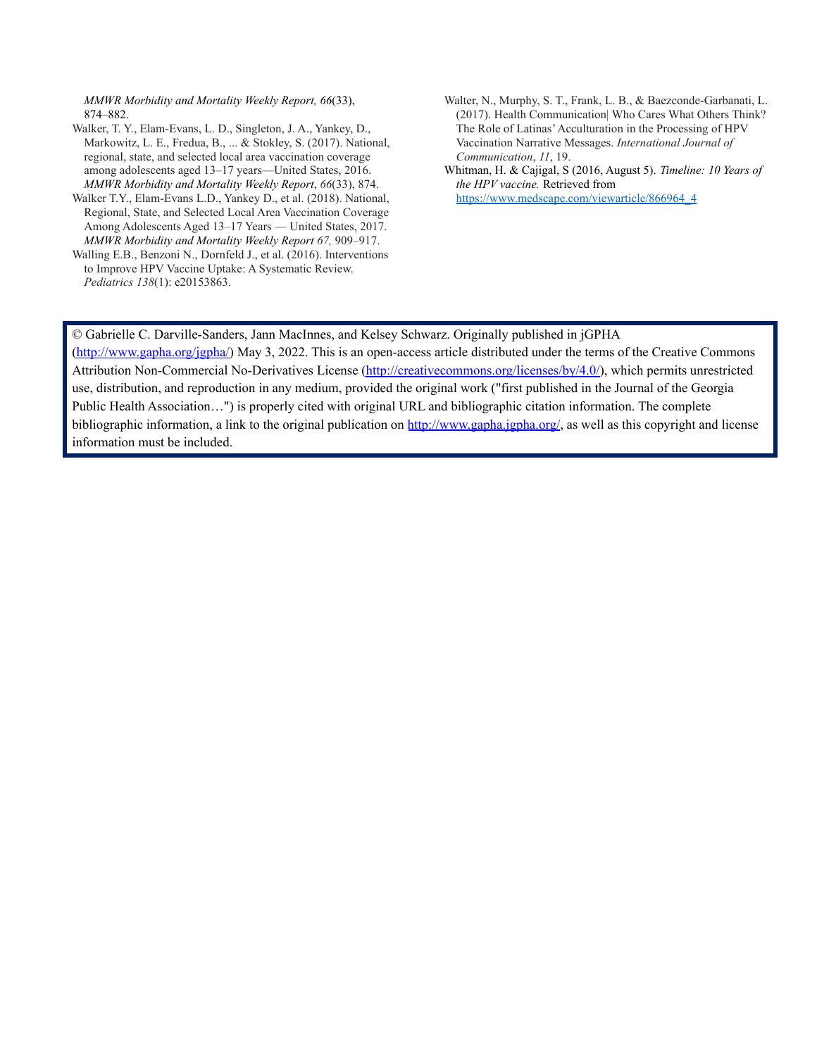*MMWR Morbidity and Mortality Weekly Report, 66*(33), 874–882.

Walker, T. Y., Elam-Evans, L. D., Singleton, J. A., Yankey, D., Markowitz, L. E., Fredua, B., ... & Stokley, S. (2017). National, regional, state, and selected local area vaccination coverage among adolescents aged 13–17 years—United States, 2016. *MMWR Morbidity and Mortality Weekly Report*, *66*(33), 874.

Walker T.Y., Elam-Evans L.D., Yankey D., et al. (2018). National, Regional, State, and Selected Local Area Vaccination Coverage Among Adolescents Aged 13–17 Years — United States, 2017. *MMWR Morbidity and Mortality Weekly Report 67,* 909–917.

Walling E.B., Benzoni N., Dornfeld J., et al. (2016). Interventions to Improve HPV Vaccine Uptake: A Systematic Review. *Pediatrics 138*(1): e20153863.

Walter, N., Murphy, S. T., Frank, L. B., & Baezconde-Garbanati, L. (2017). Health Communication| Who Cares What Others Think? The Role of Latinas' Acculturation in the Processing of HPV Vaccination Narrative Messages. *International Journal of Communication*, *11*, 19.

Whitman, H. & Cajigal, S (2016, August 5). *Timeline: 10 Years of the HPV vaccine.* Retrieved from https://www.medscape.com/viewarticle/866964_4

© Gabrielle C. Darville-Sanders, Jann MacInnes, and Kelsey Schwarz. Originally published in jGPHA (http://www.gapha.org/jgpha/) May 3, 2022. This is an open-access article distributed under the terms of the Creative Commons Attribution Non-Commercial No-Derivatives License (http://creativecommons.org/licenses/by/4.0/), which permits unrestricted use, distribution, and reproduction in any medium, provided the original work ("first published in the Journal of the Georgia Public Health Association…") is properly cited with original URL and bibliographic citation information. The complete bibliographic information, a link to the original publication on http://www.gapha.jgpha.org/, as well as this copyright and license information must be included.